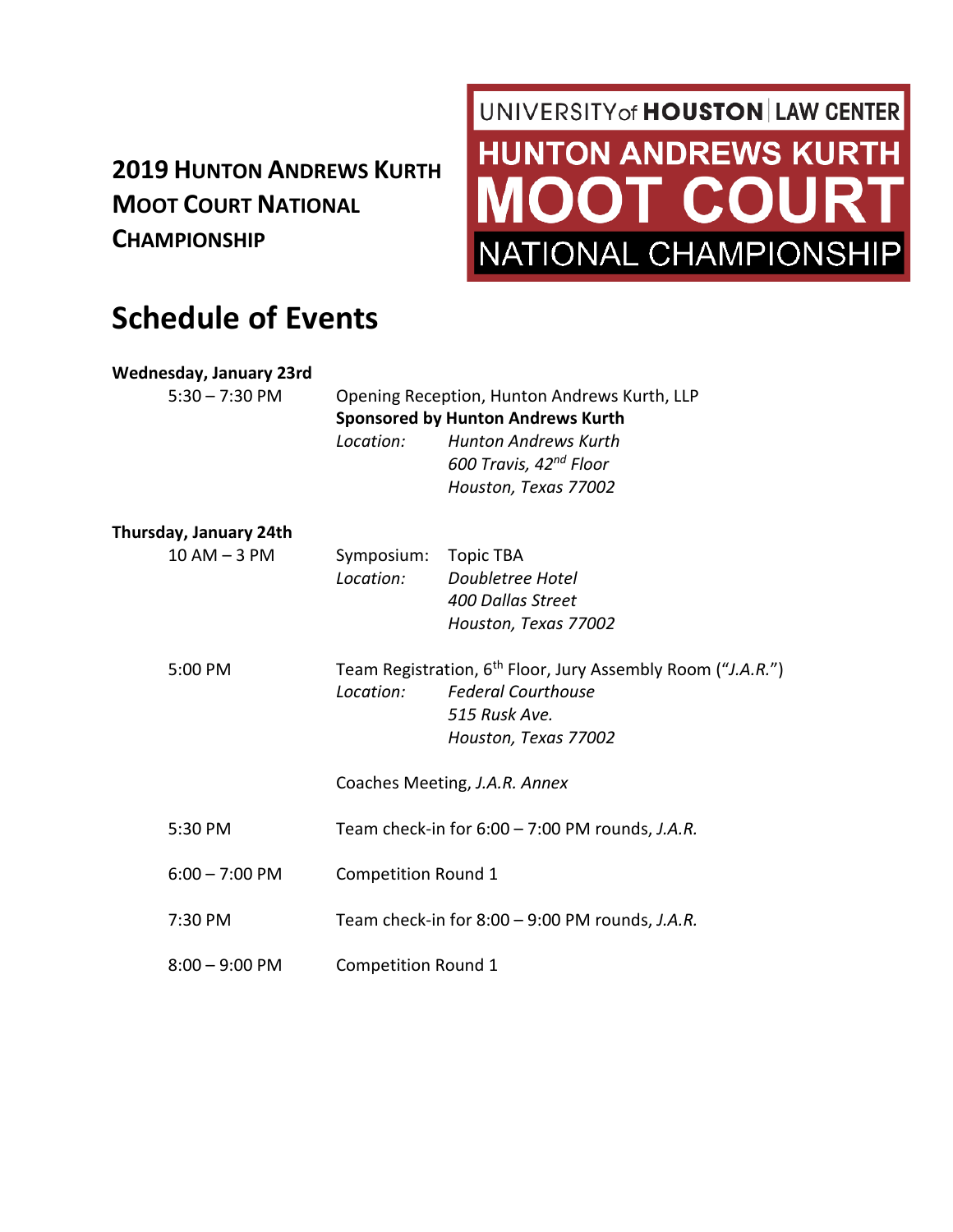**2019 HUNTON ANDREWS KURTH MOOT COURT NATIONAL CHAMPIONSHIP**

UNIVERSITY of HOUSTON | LAW CENTER
HUNTON ANDREWS KURTH
MOOT COURT
NATIONAL CHAMPIONSHIP

# Schedule of Events

**Wednesday, January 23rd**

5:30 – 7:30 PM — Opening Reception, Hunton Andrews Kurth, LLP
**Sponsored by Hunton Andrews Kurth**
*Location:* *Hunton Andrews Kurth*
*600 Travis, 42nd Floor*
*Houston, Texas 77002*

**Thursday, January 24th**

10 AM – 3 PM — Symposium: Topic TBA
*Location:* *Doubletree Hotel*
*400 Dallas Street*
*Houston, Texas 77002*

5:00 PM — Team Registration, 6th Floor, Jury Assembly Room ("*J.A.R.*")
*Location:* *Federal Courthouse*
*515 Rusk Ave.*
*Houston, Texas 77002*

Coaches Meeting, *J.A.R. Annex*

5:30 PM — Team check-in for 6:00 – 7:00 PM rounds, *J.A.R.*

6:00 – 7:00 PM — Competition Round 1

7:30 PM — Team check-in for 8:00 – 9:00 PM rounds, *J.A.R.*

8:00 – 9:00 PM — Competition Round 1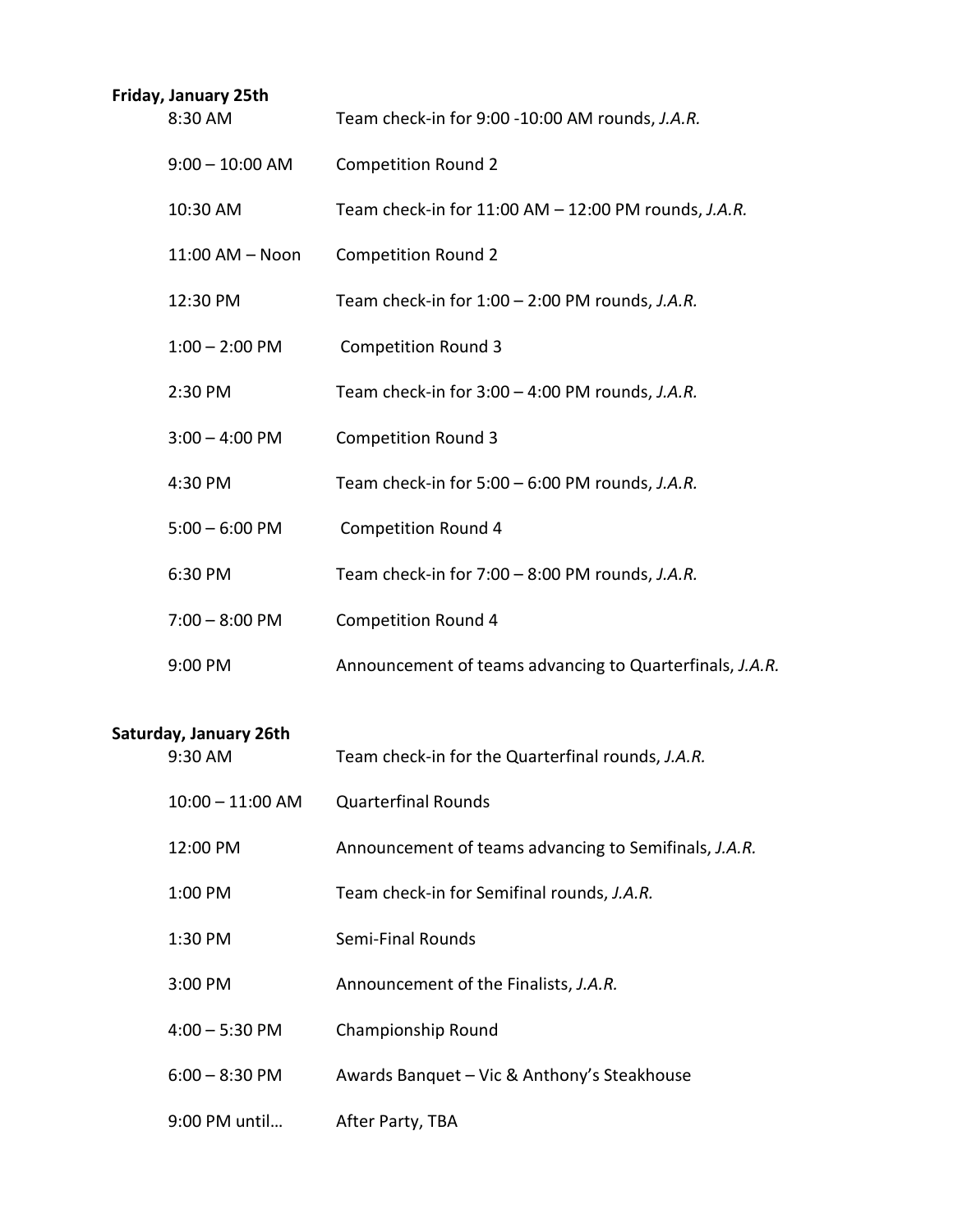**Friday, January 25th**

| | |
|---|---|
| 8:30 AM | Team check-in for 9:00 -10:00 AM rounds, *J.A.R.* |
| 9:00 – 10:00 AM | Competition Round 2 |
| 10:30 AM | Team check-in for 11:00 AM – 12:00 PM rounds, *J.A.R.* |
| 11:00 AM – Noon | Competition Round 2 |
| 12:30 PM | Team check-in for 1:00 – 2:00 PM rounds, *J.A.R.* |
| 1:00 – 2:00 PM | Competition Round 3 |
| 2:30 PM | Team check-in for 3:00 – 4:00 PM rounds, *J.A.R.* |
| 3:00 – 4:00 PM | Competition Round 3 |
| 4:30 PM | Team check-in for 5:00 – 6:00 PM rounds, *J.A.R.* |
| 5:00 – 6:00 PM | Competition Round 4 |
| 6:30 PM | Team check-in for 7:00 – 8:00 PM rounds, *J.A.R.* |
| 7:00 – 8:00 PM | Competition Round 4 |
| 9:00 PM | Announcement of teams advancing to Quarterfinals, *J.A.R.* |

**Saturday, January 26th**

| | |
|---|---|
| 9:30 AM | Team check-in for the Quarterfinal rounds, *J.A.R.* |
| 10:00 – 11:00 AM | Quarterfinal Rounds |
| 12:00 PM | Announcement of teams advancing to Semifinals, *J.A.R.* |
| 1:00 PM | Team check-in for Semifinal rounds, *J.A.R.* |
| 1:30 PM | Semi-Final Rounds |
| 3:00 PM | Announcement of the Finalists, *J.A.R.* |
| 4:00 – 5:30 PM | Championship Round |
| 6:00 – 8:30 PM | Awards Banquet – Vic & Anthony's Steakhouse |
| 9:00 PM until… | After Party, TBA |